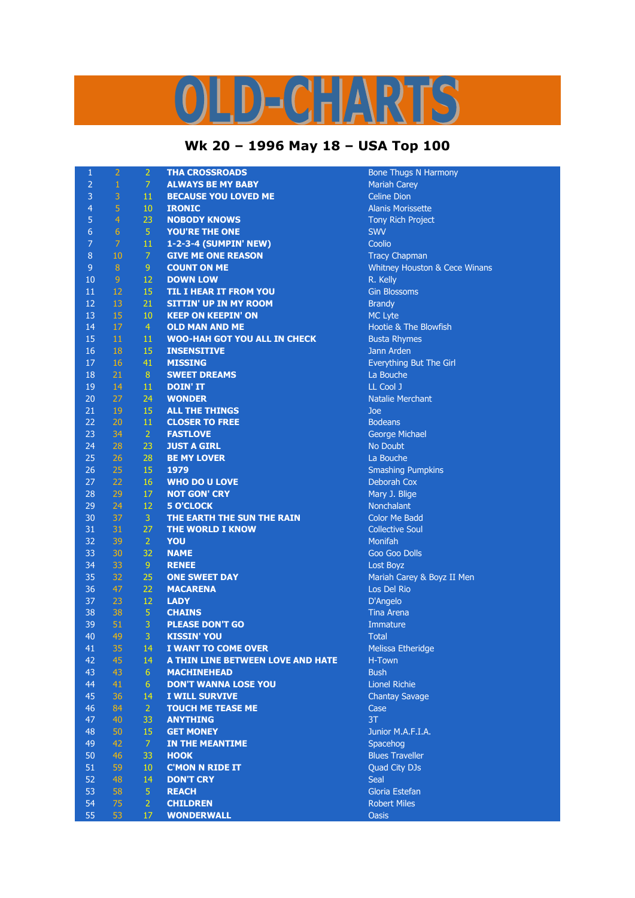# OLD-CHARTS

## Wk 20 – 1996 May 18 – USA Top 100

| | | | | |
|---|---|---|---|---|
| 1 | 2 | 2 | THA CROSSROADS | Bone Thugs N Harmony |
| 2 | 1 | 7 | ALWAYS BE MY BABY | Mariah Carey |
| 3 | 3 | 11 | BECAUSE YOU LOVED ME | Celine Dion |
| 4 | 5 | 10 | IRONIC | Alanis Morissette |
| 5 | 4 | 23 | NOBODY KNOWS | Tony Rich Project |
| 6 | 6 | 5 | YOU'RE THE ONE | SWV |
| 7 | 7 | 11 | 1-2-3-4 (SUMPIN' NEW) | Coolio |
| 8 | 10 | 7 | GIVE ME ONE REASON | Tracy Chapman |
| 9 | 8 | 9 | COUNT ON ME | Whitney Houston & Cece Winans |
| 10 | 9 | 12 | DOWN LOW | R. Kelly |
| 11 | 12 | 15 | TIL I HEAR IT FROM YOU | Gin Blossoms |
| 12 | 13 | 21 | SITTIN' UP IN MY ROOM | Brandy |
| 13 | 15 | 10 | KEEP ON KEEPIN' ON | MC Lyte |
| 14 | 17 | 4 | OLD MAN AND ME | Hootie & The Blowfish |
| 15 | 11 | 11 | WOO-HAH GOT YOU ALL IN CHECK | Busta Rhymes |
| 16 | 18 | 15 | INSENSITIVE | Jann Arden |
| 17 | 16 | 41 | MISSING | Everything But The Girl |
| 18 | 21 | 8 | SWEET DREAMS | La Bouche |
| 19 | 14 | 11 | DOIN' IT | LL Cool J |
| 20 | 27 | 24 | WONDER | Natalie Merchant |
| 21 | 19 | 15 | ALL THE THINGS | Joe |
| 22 | 20 | 11 | CLOSER TO FREE | Bodeans |
| 23 | 34 | 2 | FASTLOVE | George Michael |
| 24 | 28 | 23 | JUST A GIRL | No Doubt |
| 25 | 26 | 28 | BE MY LOVER | La Bouche |
| 26 | 25 | 15 | 1979 | Smashing Pumpkins |
| 27 | 22 | 16 | WHO DO U LOVE | Deborah Cox |
| 28 | 29 | 17 | NOT GON' CRY | Mary J. Blige |
| 29 | 24 | 12 | 5 O'CLOCK | Nonchalant |
| 30 | 37 | 3 | THE EARTH THE SUN THE RAIN | Color Me Badd |
| 31 | 31 | 27 | THE WORLD I KNOW | Collective Soul |
| 32 | 39 | 2 | YOU | Monifah |
| 33 | 30 | 32 | NAME | Goo Goo Dolls |
| 34 | 33 | 9 | RENEE | Lost Boyz |
| 35 | 32 | 25 | ONE SWEET DAY | Mariah Carey & Boyz II Men |
| 36 | 47 | 22 | MACARENA | Los Del Rio |
| 37 | 23 | 12 | LADY | D'Angelo |
| 38 | 38 | 5 | CHAINS | Tina Arena |
| 39 | 51 | 3 | PLEASE DON'T GO | Immature |
| 40 | 49 | 3 | KISSIN' YOU | Total |
| 41 | 35 | 14 | I WANT TO COME OVER | Melissa Etheridge |
| 42 | 45 | 14 | A THIN LINE BETWEEN LOVE AND HATE | H-Town |
| 43 | 43 | 6 | MACHINEHEAD | Bush |
| 44 | 41 | 6 | DON'T WANNA LOSE YOU | Lionel Richie |
| 45 | 36 | 14 | I WILL SURVIVE | Chantay Savage |
| 46 | 84 | 2 | TOUCH ME TEASE ME | Case |
| 47 | 40 | 33 | ANYTHING | 3T |
| 48 | 50 | 15 | GET MONEY | Junior M.A.F.I.A. |
| 49 | 42 | 7 | IN THE MEANTIME | Spacehog |
| 50 | 46 | 33 | HOOK | Blues Traveller |
| 51 | 59 | 10 | C'MON N RIDE IT | Quad City DJs |
| 52 | 48 | 14 | DON'T CRY | Seal |
| 53 | 58 | 5 | REACH | Gloria Estefan |
| 54 | 75 | 2 | CHILDREN | Robert Miles |
| 55 | 53 | 17 | WONDERWALL | Oasis |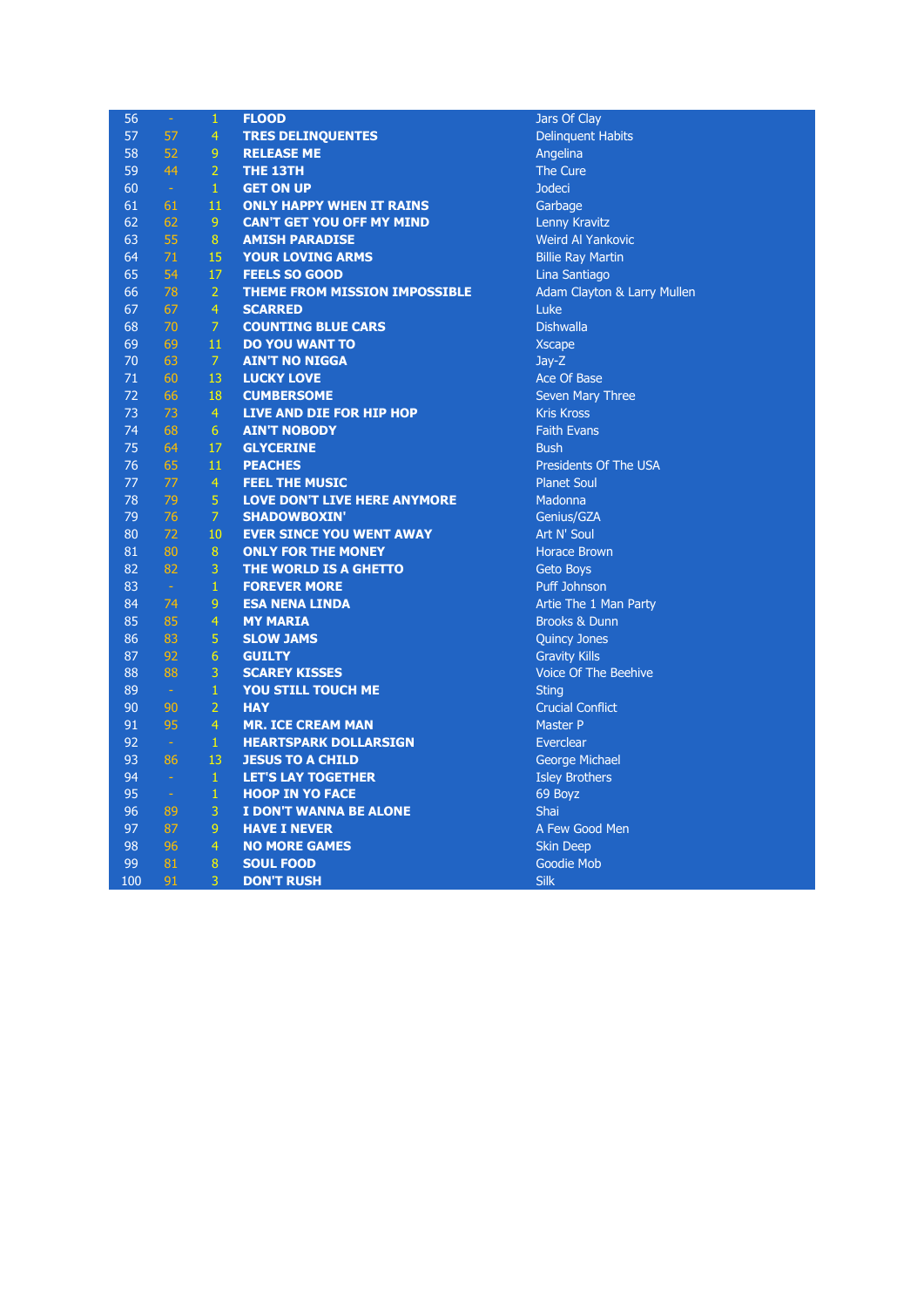| | | | | |
|---|---|---|---|---|
| 56 | - | 1 | **FLOOD** | Jars Of Clay |
| 57 | 57 | 4 | **TRES DELINQUENTES** | Delinquent Habits |
| 58 | 52 | 9 | **RELEASE ME** | Angelina |
| 59 | 44 | 2 | **THE 13TH** | The Cure |
| 60 | - | 1 | **GET ON UP** | Jodeci |
| 61 | 61 | 11 | **ONLY HAPPY WHEN IT RAINS** | Garbage |
| 62 | 62 | 9 | **CAN'T GET YOU OFF MY MIND** | Lenny Kravitz |
| 63 | 55 | 8 | **AMISH PARADISE** | Weird Al Yankovic |
| 64 | 71 | 15 | **YOUR LOVING ARMS** | Billie Ray Martin |
| 65 | 54 | 17 | **FEELS SO GOOD** | Lina Santiago |
| 66 | 78 | 2 | **THEME FROM MISSION IMPOSSIBLE** | Adam Clayton & Larry Mullen |
| 67 | 67 | 4 | **SCARRED** | Luke |
| 68 | 70 | 7 | **COUNTING BLUE CARS** | Dishwalla |
| 69 | 69 | 11 | **DO YOU WANT TO** | Xscape |
| 70 | 63 | 7 | **AIN'T NO NIGGA** | Jay-Z |
| 71 | 60 | 13 | **LUCKY LOVE** | Ace Of Base |
| 72 | 66 | 18 | **CUMBERSOME** | Seven Mary Three |
| 73 | 73 | 4 | **LIVE AND DIE FOR HIP HOP** | Kris Kross |
| 74 | 68 | 6 | **AIN'T NOBODY** | Faith Evans |
| 75 | 64 | 17 | **GLYCERINE** | Bush |
| 76 | 65 | 11 | **PEACHES** | Presidents Of The USA |
| 77 | 77 | 4 | **FEEL THE MUSIC** | Planet Soul |
| 78 | 79 | 5 | **LOVE DON'T LIVE HERE ANYMORE** | Madonna |
| 79 | 76 | 7 | **SHADOWBOXIN'** | Genius/GZA |
| 80 | 72 | 10 | **EVER SINCE YOU WENT AWAY** | Art N' Soul |
| 81 | 80 | 8 | **ONLY FOR THE MONEY** | Horace Brown |
| 82 | 82 | 3 | **THE WORLD IS A GHETTO** | Geto Boys |
| 83 | - | 1 | **FOREVER MORE** | Puff Johnson |
| 84 | 74 | 9 | **ESA NENA LINDA** | Artie The 1 Man Party |
| 85 | 85 | 4 | **MY MARIA** | Brooks & Dunn |
| 86 | 83 | 5 | **SLOW JAMS** | Quincy Jones |
| 87 | 92 | 6 | **GUILTY** | Gravity Kills |
| 88 | 88 | 3 | **SCAREY KISSES** | Voice Of The Beehive |
| 89 | - | 1 | **YOU STILL TOUCH ME** | Sting |
| 90 | 90 | 2 | **HAY** | Crucial Conflict |
| 91 | 95 | 4 | **MR. ICE CREAM MAN** | Master P |
| 92 | - | 1 | **HEARTSPARK DOLLARSIGN** | Everclear |
| 93 | 86 | 13 | **JESUS TO A CHILD** | George Michael |
| 94 | - | 1 | **LET'S LAY TOGETHER** | Isley Brothers |
| 95 | - | 1 | **HOOP IN YO FACE** | 69 Boyz |
| 96 | 89 | 3 | **I DON'T WANNA BE ALONE** | Shai |
| 97 | 87 | 9 | **HAVE I NEVER** | A Few Good Men |
| 98 | 96 | 4 | **NO MORE GAMES** | Skin Deep |
| 99 | 81 | 8 | **SOUL FOOD** | Goodie Mob |
| 100 | 91 | 3 | **DON'T RUSH** | Silk |